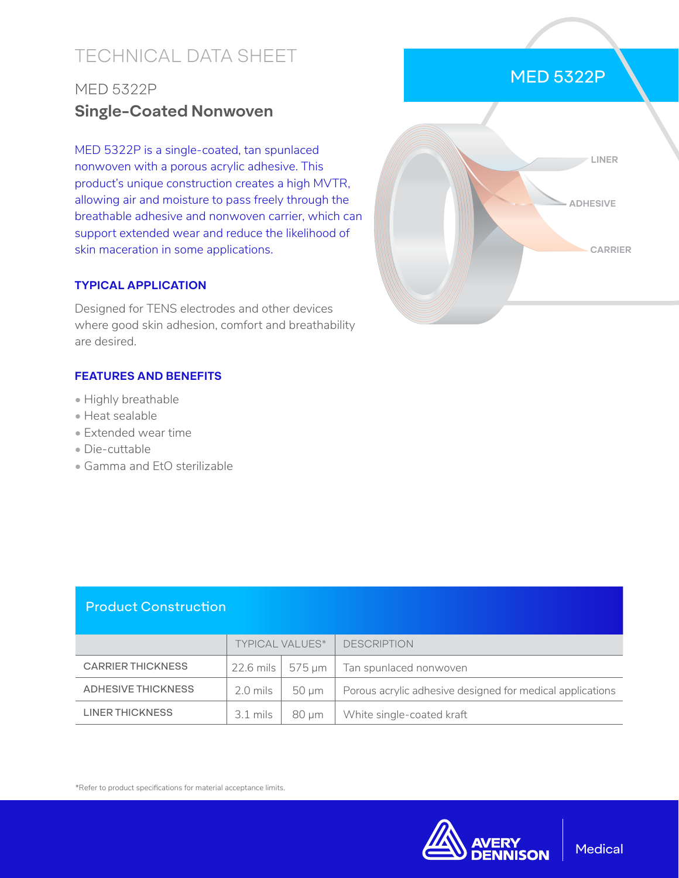# TECHNICAL DATA SHEET

## MED 5322P

## Single-Coated Nonwoven

MED 5322P is a single-coated, tan spunlaced nonwoven with a porous acrylic adhesive. This product's unique construction creates a high MVTR, allowing air and moisture to pass freely through the breathable adhesive and nonwoven carrier, which can support extended wear and reduce the likelihood of skin maceration in some applications.

MED 5322P

LINER

ADHESIVE

CARRIER

### TYPICAL APPLICATION

Designed for TENS electrodes and other devices where good skin adhesion, comfort and breathability are desired.

### FEATURES AND BENEFITS

- Highly breathable
- Heat sealable
- Extended wear time
- Die-cuttable
- Gamma and EtO sterilizable

### Product Construction

| | TYPICAL VALUES* | | DESCRIPTION |
|---|---|---|---|
| CARRIER THICKNESS | 22.6 mils | 575 µm | Tan spunlaced nonwoven |
| ADHESIVE THICKNESS | 2.0 mils | 50 µm | Porous acrylic adhesive designed for medical applications |
| LINER THICKNESS | 3.1 mils | 80 µm | White single-coated kraft |

*Refer to product specifications for material acceptance limits.

AVERY DENNISON | Medical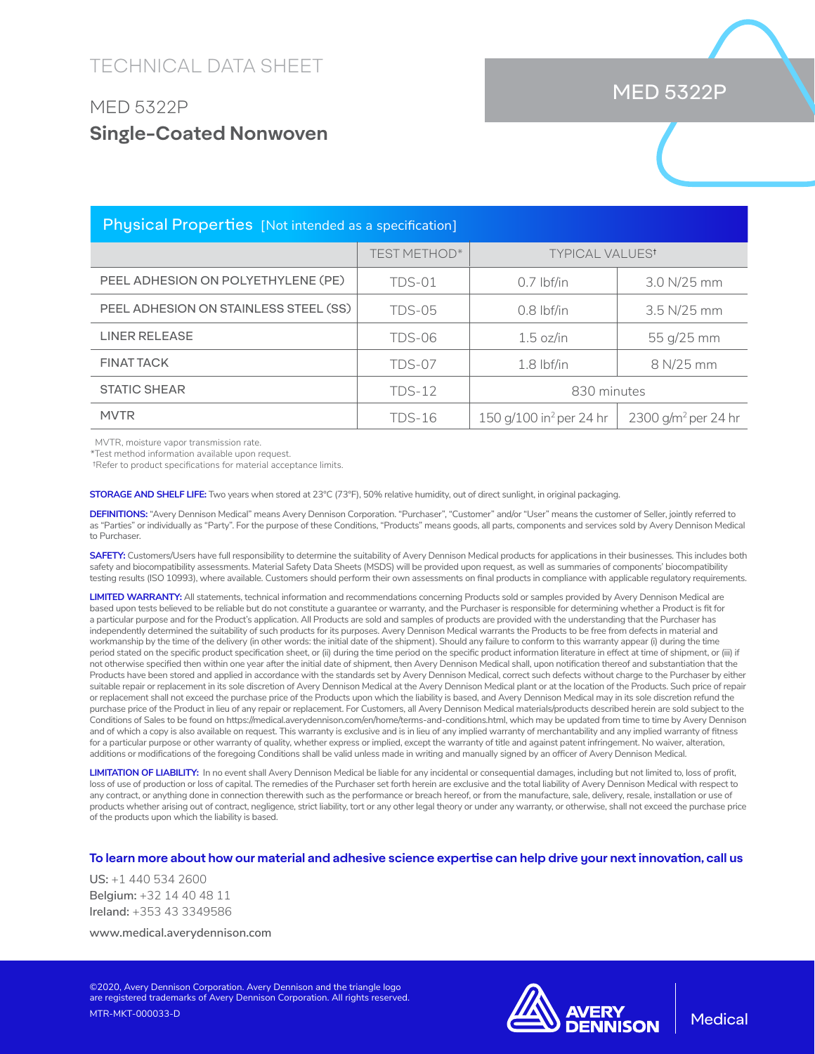# TECHNICAL DATA SHEET

## MED 5322P

## Single-Coated Nonwoven

MED 5322P

### Physical Properties [Not intended as a specification]

| | TEST METHOD* | TYPICAL VALUES† | |
|---|---|---|---|
| PEEL ADHESION ON POLYETHYLENE (PE) | TDS-01 | 0.7 lbf/in | 3.0 N/25 mm |
| PEEL ADHESION ON STAINLESS STEEL (SS) | TDS-05 | 0.8 lbf/in | 3.5 N/25 mm |
| LINER RELEASE | TDS-06 | 1.5 oz/in | 55 g/25 mm |
| FINAT TACK | TDS-07 | 1.8 lbf/in | 8 N/25 mm |
| STATIC SHEAR | TDS-12 | 830 minutes | |
| MVTR | TDS-16 | 150 g/100 $in^2$ per 24 hr | 2300 $g/m^2$ per 24 hr |

MVTR, moisture vapor transmission rate.
*Test method information available upon request.
†Refer to product specifications for material acceptance limits.

**STORAGE AND SHELF LIFE:** Two years when stored at 23°C (73°F), 50% relative humidity, out of direct sunlight, in original packaging.

**DEFINITIONS:** "Avery Dennison Medical" means Avery Dennison Corporation. "Purchaser", "Customer" and/or "User" means the customer of Seller, jointly referred to as "Parties" or individually as "Party". For the purpose of these Conditions, "Products" means goods, all parts, components and services sold by Avery Dennison Medical to Purchaser.

**SAFETY:** Customers/Users have full responsibility to determine the suitability of Avery Dennison Medical products for applications in their businesses. This includes both safety and biocompatibility assessments. Material Safety Data Sheets (MSDS) will be provided upon request, as well as summaries of components' biocompatibility testing results (ISO 10993), where available. Customers should perform their own assessments on final products in compliance with applicable regulatory requirements.

**LIMITED WARRANTY:** All statements, technical information and recommendations concerning Products sold or samples provided by Avery Dennison Medical are based upon tests believed to be reliable but do not constitute a guarantee or warranty, and the Purchaser is responsible for determining whether a Product is fit for a particular purpose and for the Product's application. All Products are sold and samples of products are provided with the understanding that the Purchaser has independently determined the suitability of such products for its purposes. Avery Dennison Medical warrants the Products to be free from defects in material and workmanship by the time of the delivery (in other words: the initial date of the shipment). Should any failure to conform to this warranty appear (i) during the time period stated on the specific product specification sheet, or (ii) during the time period on the specific product information literature in effect at time of shipment, or (iii) if not otherwise specified then within one year after the initial date of shipment, then Avery Dennison Medical shall, upon notification thereof and substantiation that the Products have been stored and applied in accordance with the standards set by Avery Dennison Medical, correct such defects without charge to the Purchaser by either suitable repair or replacement in its sole discretion of Avery Dennison Medical at the Avery Dennison Medical plant or at the location of the Products. Such price of repair or replacement shall not exceed the purchase price of the Products upon which the liability is based, and Avery Dennison Medical may in its sole discretion refund the purchase price of the Product in lieu of any repair or replacement. For Customers, all Avery Dennison Medical materials/products described herein are sold subject to the Conditions of Sales to be found on https://medical.averydennison.com/en/home/terms-and-conditions.html, which may be updated from time to time by Avery Dennison and of which a copy is also available on request. This warranty is exclusive and is in lieu of any implied warranty of merchantability and any implied warranty of fitness for a particular purpose or other warranty of quality, whether express or implied, except the warranty of title and against patent infringement. No waiver, alteration, additions or modifications of the foregoing Conditions shall be valid unless made in writing and manually signed by an officer of Avery Dennison Medical.

**LIMITATION OF LIABILITY:** In no event shall Avery Dennison Medical be liable for any incidental or consequential damages, including but not limited to, loss of profit, loss of use of production or loss of capital. The remedies of the Purchaser set forth herein are exclusive and the total liability of Avery Dennison Medical with respect to any contract, or anything done in connection therewith such as the performance or breach hereof, or from the manufacture, sale, delivery, resale, installation or use of products whether arising out of contract, negligence, strict liability, tort or any other legal theory or under any warranty, or otherwise, shall not exceed the purchase price of the products upon which the liability is based.

**To learn more about how our material and adhesive science expertise can help drive your next innovation, call us**

**US:** +1 440 534 2600
**Belgium:** +32 14 40 48 11
**Ireland:** +353 43 3349586

**www.medical.averydennison.com**

©2020, Avery Dennison Corporation. Avery Dennison and the triangle logo are registered trademarks of Avery Dennison Corporation. All rights reserved.

MTR-MKT-000033-D

AVERY DENNISON Medical